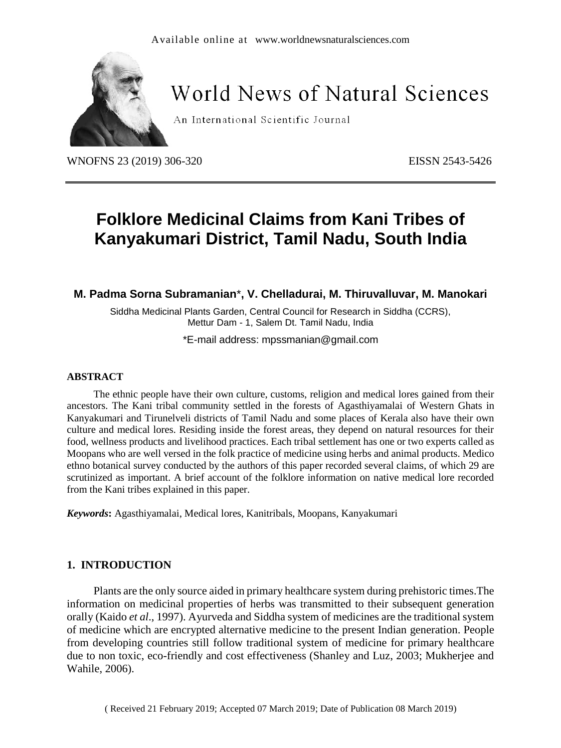# Folklore Medicinal Claims from Kani Tribes of Kanyakumari District, Tamil Nadu, South India

**M. Padma Sorna Subramanian\*, V. Chelladurai, M. Thiruvalluvar, M. Manokari**

Siddha Medicinal Plants Garden, Central Council for Research in Siddha (CCRS), Mettur Dam - 1, Salem Dt. Tamil Nadu, India

\*E-mail address: mpssmanian@gmail.com

### ABSTRACT

The ethnic people have their own culture, customs, religion and medical lores gained from their ancestors. The Kani tribal community settled in the forests of Agasthiyamalai of Western Ghats in Kanyakumari and Tirunelveli districts of Tamil Nadu and some places of Kerala also have their own culture and medical lores. Residing inside the forest areas, they depend on natural resources for their food, wellness products and livelihood practices. Each tribal settlement has one or two experts called as Moopans who are well versed in the folk practice of medicine using herbs and animal products. Medico ethno botanical survey conducted by the authors of this paper recorded several claims, of which 29 are scrutinized as important. A brief account of the folklore information on native medical lore recorded from the Kani tribes explained in this paper.

***Keywords*:** Agasthiyamalai, Medical lores, Kanitribals, Moopans, Kanyakumari

## 1. INTRODUCTION

Plants are the only source aided in primary healthcare system during prehistoric times.The information on medicinal properties of herbs was transmitted to their subsequent generation orally (Kaido *et al*., 1997). Ayurveda and Siddha system of medicines are the traditional system of medicine which are encrypted alternative medicine to the present Indian generation. People from developing countries still follow traditional system of medicine for primary healthcare due to non toxic, eco-friendly and cost effectiveness (Shanley and Luz, 2003; Mukherjee and Wahile, 2006).

( Received 21 February 2019; Accepted 07 March 2019; Date of Publication 08 March 2019)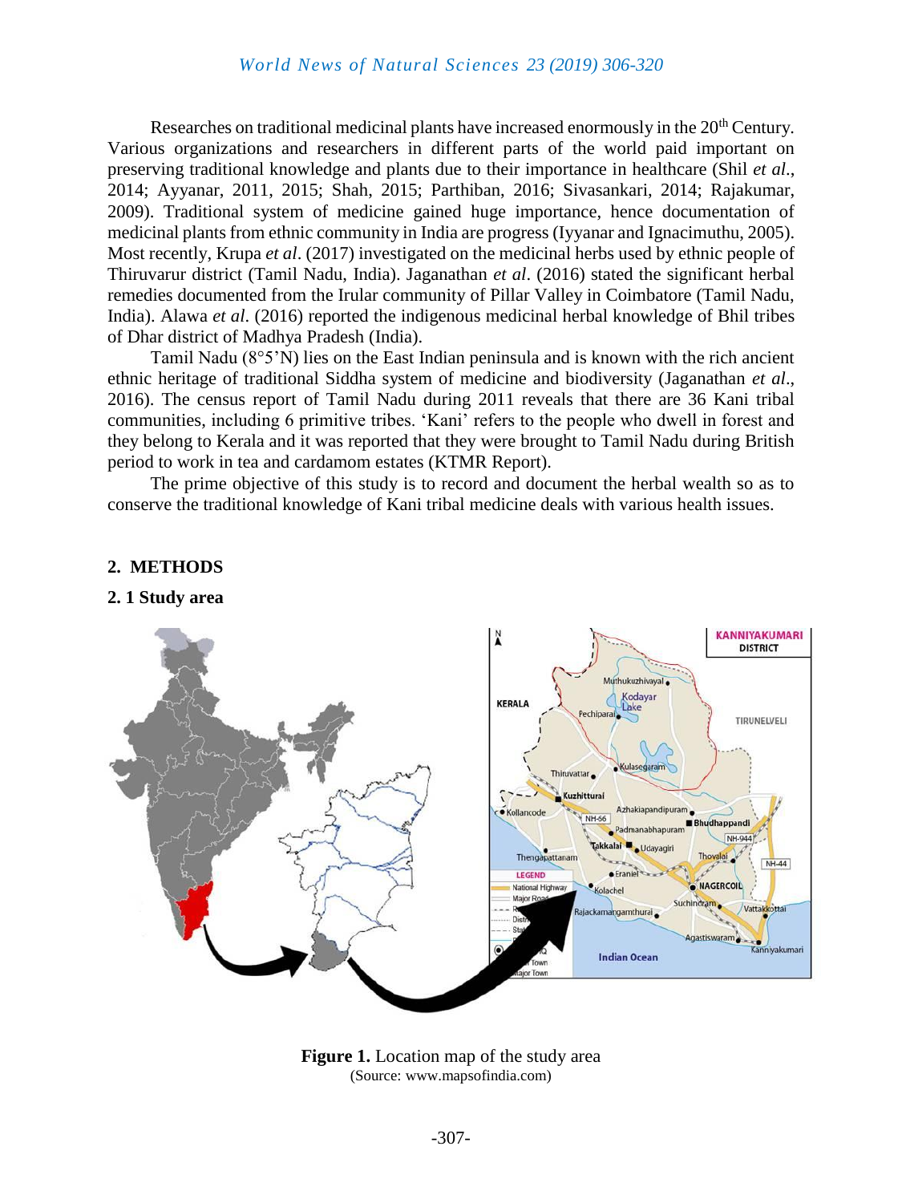Researches on traditional medicinal plants have increased enormously in the 20th Century. Various organizations and researchers in different parts of the world paid important on preserving traditional knowledge and plants due to their importance in healthcare (Shil *et al*., 2014; Ayyanar, 2011, 2015; Shah, 2015; Parthiban, 2016; Sivasankari, 2014; Rajakumar, 2009). Traditional system of medicine gained huge importance, hence documentation of medicinal plants from ethnic community in India are progress (Iyyanar and Ignacimuthu, 2005). Most recently, Krupa *et al*. (2017) investigated on the medicinal herbs used by ethnic people of Thiruvarur district (Tamil Nadu, India). Jaganathan *et al*. (2016) stated the significant herbal remedies documented from the Irular community of Pillar Valley in Coimbatore (Tamil Nadu, India). Alawa *et al*. (2016) reported the indigenous medicinal herbal knowledge of Bhil tribes of Dhar district of Madhya Pradesh (India).

Tamil Nadu (8°5'N) lies on the East Indian peninsula and is known with the rich ancient ethnic heritage of traditional Siddha system of medicine and biodiversity (Jaganathan *et al*., 2016). The census report of Tamil Nadu during 2011 reveals that there are 36 Kani tribal communities, including 6 primitive tribes. 'Kani' refers to the people who dwell in forest and they belong to Kerala and it was reported that they were brought to Tamil Nadu during British period to work in tea and cardamom estates (KTMR Report).

The prime objective of this study is to record and document the herbal wealth so as to conserve the traditional knowledge of Kani tribal medicine deals with various health issues.

## 2. METHODS

### 2. 1 Study area

**Figure 1.** Location map of the study area
(Source: www.mapsofindia.com)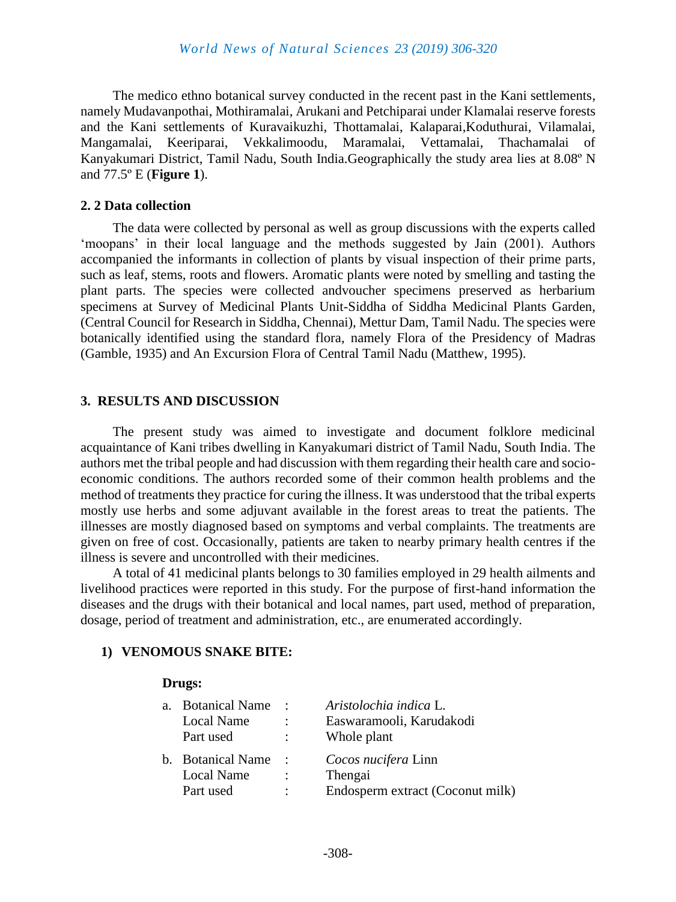The medico ethno botanical survey conducted in the recent past in the Kani settlements, namely Mudavanpothai, Mothiramalai, Arukani and Petchiparai under Klamalai reserve forests and the Kani settlements of Kuravaikuzhi, Thottamalai, Kalaparai,Koduthurai, Vilamalai, Mangamalai, Keeriparai, Vekkalimoodu, Maramalai, Vettamalai, Thachamalai of Kanyakumari District, Tamil Nadu, South India.Geographically the study area lies at 8.08º N and 77.5º E (**Figure 1**).

### 2. 2 Data collection

The data were collected by personal as well as group discussions with the experts called 'moopans' in their local language and the methods suggested by Jain (2001). Authors accompanied the informants in collection of plants by visual inspection of their prime parts, such as leaf, stems, roots and flowers. Aromatic plants were noted by smelling and tasting the plant parts. The species were collected andvoucher specimens preserved as herbarium specimens at Survey of Medicinal Plants Unit-Siddha of Siddha Medicinal Plants Garden, (Central Council for Research in Siddha, Chennai), Mettur Dam, Tamil Nadu. The species were botanically identified using the standard flora, namely Flora of the Presidency of Madras (Gamble, 1935) and An Excursion Flora of Central Tamil Nadu (Matthew, 1995).

## 3. RESULTS AND DISCUSSION

The present study was aimed to investigate and document folklore medicinal acquaintance of Kani tribes dwelling in Kanyakumari district of Tamil Nadu, South India. The authors met the tribal people and had discussion with them regarding their health care and socio-economic conditions. The authors recorded some of their common health problems and the method of treatments they practice for curing the illness. It was understood that the tribal experts mostly use herbs and some adjuvant available in the forest areas to treat the patients. The illnesses are mostly diagnosed based on symptoms and verbal complaints. The treatments are given on free of cost. Occasionally, patients are taken to nearby primary health centres if the illness is severe and uncontrolled with their medicines.

A total of 41 medicinal plants belongs to 30 families employed in 29 health ailments and livelihood practices were reported in this study. For the purpose of first-hand information the diseases and the drugs with their botanical and local names, part used, method of preparation, dosage, period of treatment and administration, etc., are enumerated accordingly.

#### 1) VENOMOUS SNAKE BITE:

**Drugs:**

a. Botanical Name : *Aristolochia indica* L.
   Local Name : Easwaramooli, Karudakodi
   Part used : Whole plant

b. Botanical Name : *Cocos nucifera* Linn
   Local Name : Thengai
   Part used : Endosperm extract (Coconut milk)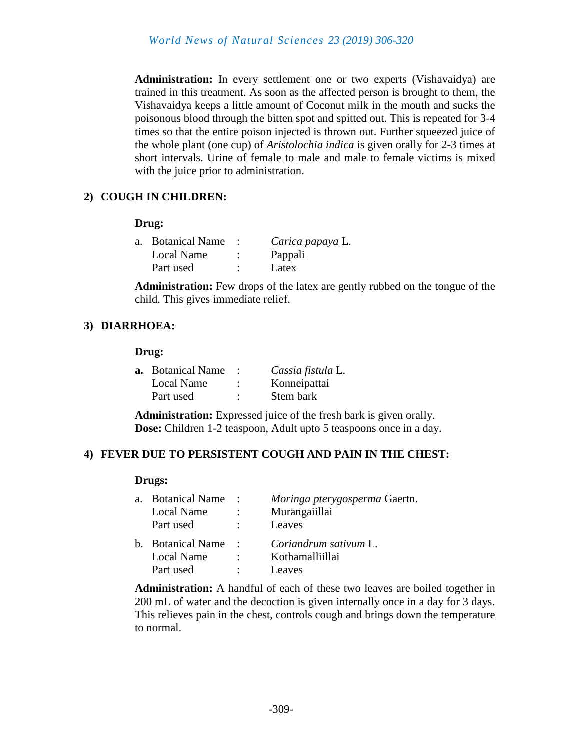**Administration:** In every settlement one or two experts (Vishavaidya) are trained in this treatment. As soon as the affected person is brought to them, the Vishavaidya keeps a little amount of Coconut milk in the mouth and sucks the poisonous blood through the bitten spot and spitted out. This is repeated for 3-4 times so that the entire poison injected is thrown out. Further squeezed juice of the whole plant (one cup) of *Aristolochia indica* is given orally for 2-3 times at short intervals. Urine of female to male and male to female victims is mixed with the juice prior to administration.

### 2) COUGH IN CHILDREN:

**Drug:**

a. Botanical Name : *Carica papaya* L.
Local Name : Pappali
Part used : Latex

**Administration:** Few drops of the latex are gently rubbed on the tongue of the child. This gives immediate relief.

### 3) DIARRHOEA:

**Drug:**

**a.** Botanical Name : *Cassia fistula* L.
Local Name : Konneipattai
Part used : Stem bark

**Administration:** Expressed juice of the fresh bark is given orally.
**Dose:** Children 1-2 teaspoon, Adult upto 5 teaspoons once in a day.

### 4) FEVER DUE TO PERSISTENT COUGH AND PAIN IN THE CHEST:

**Drugs:**

a. Botanical Name : *Moringa pterygosperma* Gaertn.
Local Name : Murangaiillai
Part used : Leaves

b. Botanical Name : *Coriandrum sativum* L.
Local Name : Kothamalliillai
Part used : Leaves

**Administration:** A handful of each of these two leaves are boiled together in 200 mL of water and the decoction is given internally once in a day for 3 days. This relieves pain in the chest, controls cough and brings down the temperature to normal.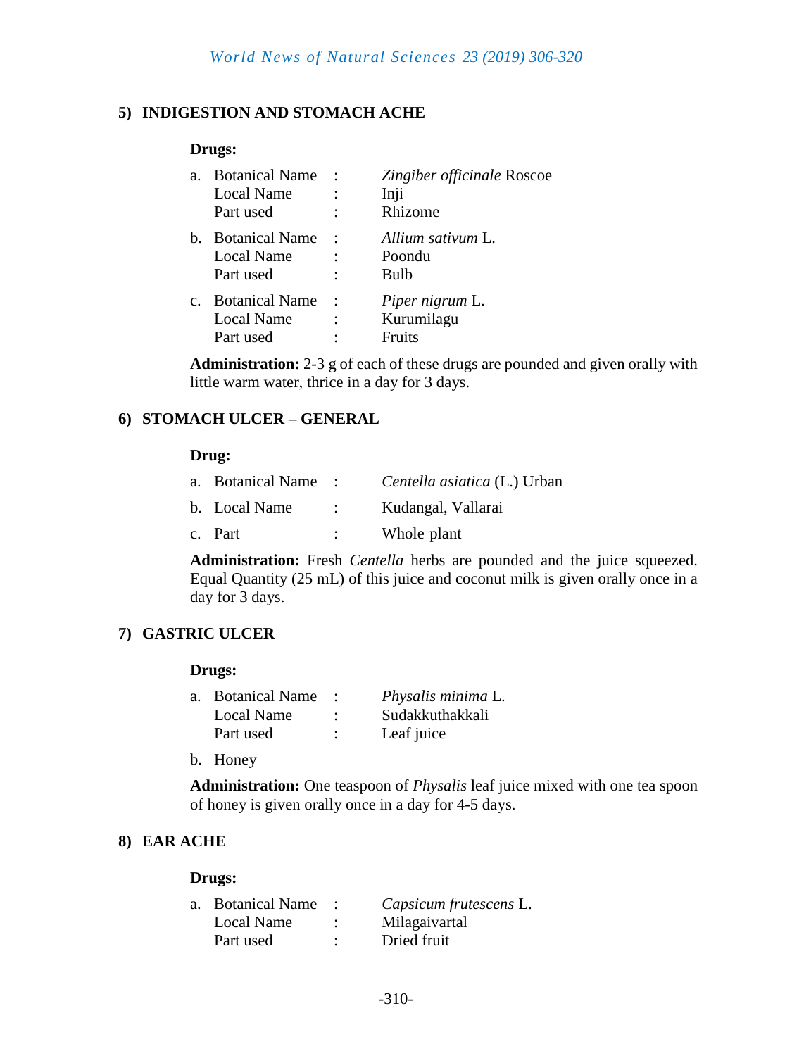## 5) INDIGESTION AND STOMACH ACHE

**Drugs:**

a. Botanical Name : *Zingiber officinale* Roscoe
   Local Name : Inji
   Part used : Rhizome

b. Botanical Name : *Allium sativum* L.
   Local Name : Poondu
   Part used : Bulb

c. Botanical Name : *Piper nigrum* L.
   Local Name : Kurumilagu
   Part used : Fruits

**Administration:** 2-3 g of each of these drugs are pounded and given orally with little warm water, thrice in a day for 3 days.

## 6) STOMACH ULCER – GENERAL

**Drug:**

a. Botanical Name : *Centella asiatica* (L.) Urban

b. Local Name : Kudangal, Vallarai

c. Part : Whole plant

**Administration:** Fresh *Centella* herbs are pounded and the juice squeezed. Equal Quantity (25 mL) of this juice and coconut milk is given orally once in a day for 3 days.

## 7) GASTRIC ULCER

**Drugs:**

a. Botanical Name : *Physalis minima* L.
   Local Name : Sudakkuthakkali
   Part used : Leaf juice

b. Honey

**Administration:** One teaspoon of *Physalis* leaf juice mixed with one tea spoon of honey is given orally once in a day for 4-5 days.

## 8) EAR ACHE

**Drugs:**

a. Botanical Name : *Capsicum frutescens* L.
   Local Name : Milagaivartal
   Part used : Dried fruit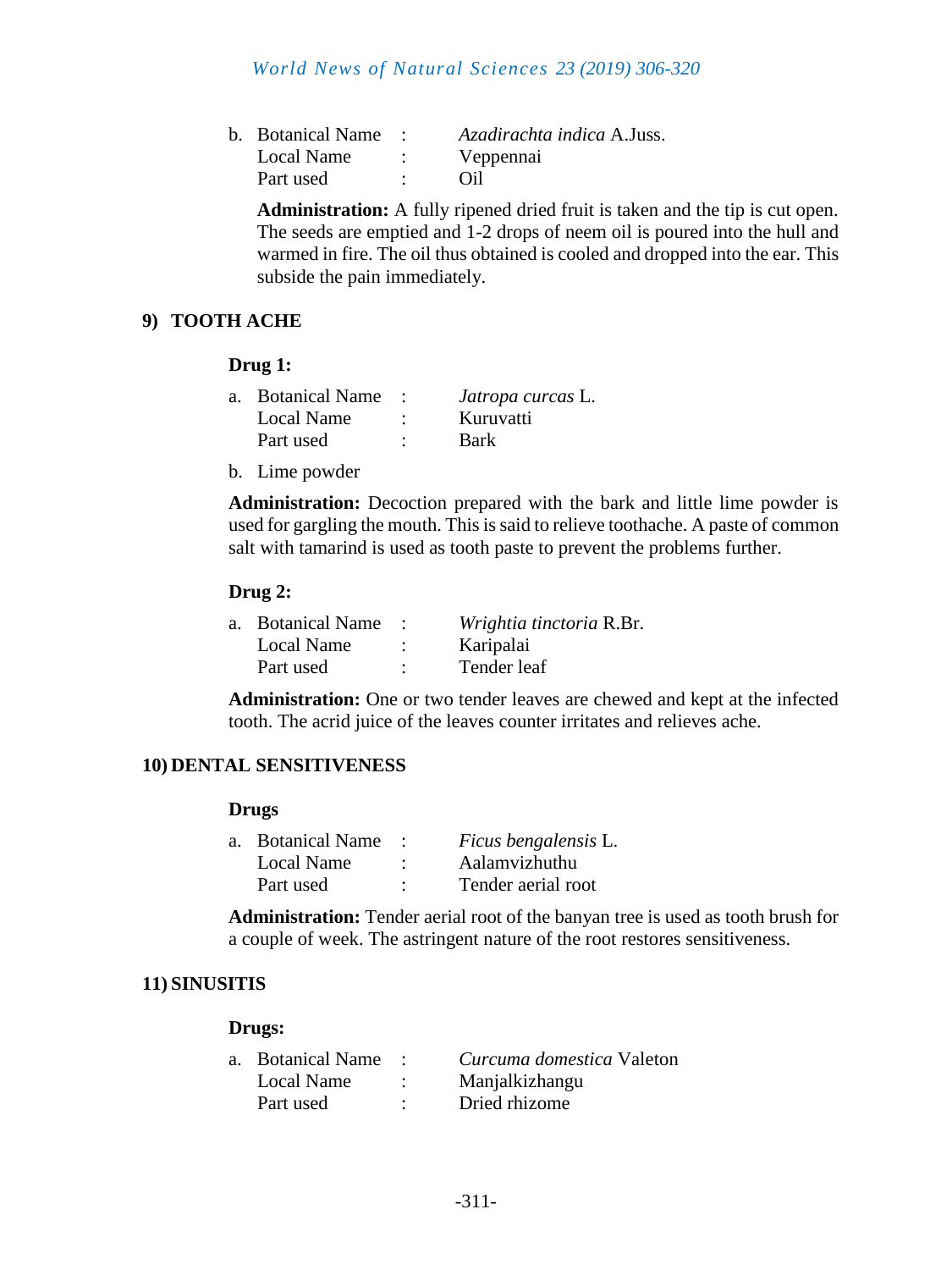b. Botanical Name : *Azadirachta indica* A.Juss.
   Local Name : Veppennai
   Part used : Oil

**Administration:** A fully ripened dried fruit is taken and the tip is cut open. The seeds are emptied and 1-2 drops of neem oil is poured into the hull and warmed in fire. The oil thus obtained is cooled and dropped into the ear. This subside the pain immediately.

## 9) TOOTH ACHE

**Drug 1:**

a. Botanical Name : *Jatropa curcas* L.
   Local Name : Kuruvatti
   Part used : Bark

b. Lime powder

**Administration:** Decoction prepared with the bark and little lime powder is used for gargling the mouth. This is said to relieve toothache. A paste of common salt with tamarind is used as tooth paste to prevent the problems further.

**Drug 2:**

a. Botanical Name : *Wrightia tinctoria* R.Br.
   Local Name : Karipalai
   Part used : Tender leaf

**Administration:** One or two tender leaves are chewed and kept at the infected tooth. The acrid juice of the leaves counter irritates and relieves ache.

## 10) DENTAL SENSITIVENESS

**Drugs**

a. Botanical Name : *Ficus bengalensis* L.
   Local Name : Aalamvizhuthu
   Part used : Tender aerial root

**Administration:** Tender aerial root of the banyan tree is used as tooth brush for a couple of week. The astringent nature of the root restores sensitiveness.

## 11) SINUSITIS

**Drugs:**

a. Botanical Name : *Curcuma domestica* Valeton
   Local Name : Manjalkizhangu
   Part used : Dried rhizome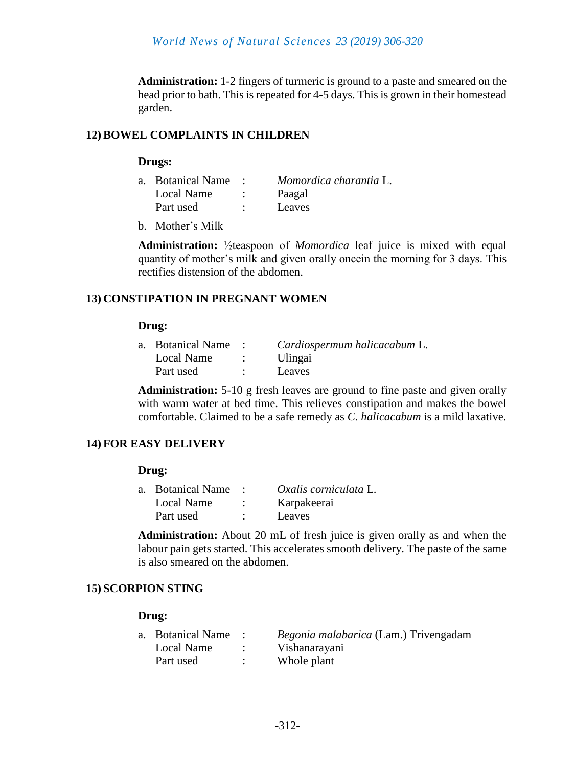**Administration:** 1-2 fingers of turmeric is ground to a paste and smeared on the head prior to bath. This is repeated for 4-5 days. This is grown in their homestead garden.

### 12) BOWEL COMPLAINTS IN CHILDREN

**Drugs:**

a. Botanical Name : *Momordica charantia* L.
   Local Name : Paagal
   Part used : Leaves

b. Mother's Milk

**Administration:** ½teaspoon of *Momordica* leaf juice is mixed with equal quantity of mother's milk and given orally oncein the morning for 3 days. This rectifies distension of the abdomen.

### 13) CONSTIPATION IN PREGNANT WOMEN

**Drug:**

a. Botanical Name : *Cardiospermum halicacabum* L.
   Local Name : Ulingai
   Part used : Leaves

**Administration:** 5-10 g fresh leaves are ground to fine paste and given orally with warm water at bed time. This relieves constipation and makes the bowel comfortable. Claimed to be a safe remedy as *C. halicacabum* is a mild laxative.

### 14) FOR EASY DELIVERY

**Drug:**

a. Botanical Name : *Oxalis corniculata* L.
   Local Name : Karpakeerai
   Part used : Leaves

**Administration:** About 20 mL of fresh juice is given orally as and when the labour pain gets started. This accelerates smooth delivery. The paste of the same is also smeared on the abdomen.

### 15) SCORPION STING

**Drug:**

a. Botanical Name : *Begonia malabarica* (Lam.) Trivengadam
   Local Name : Vishanarayani
   Part used : Whole plant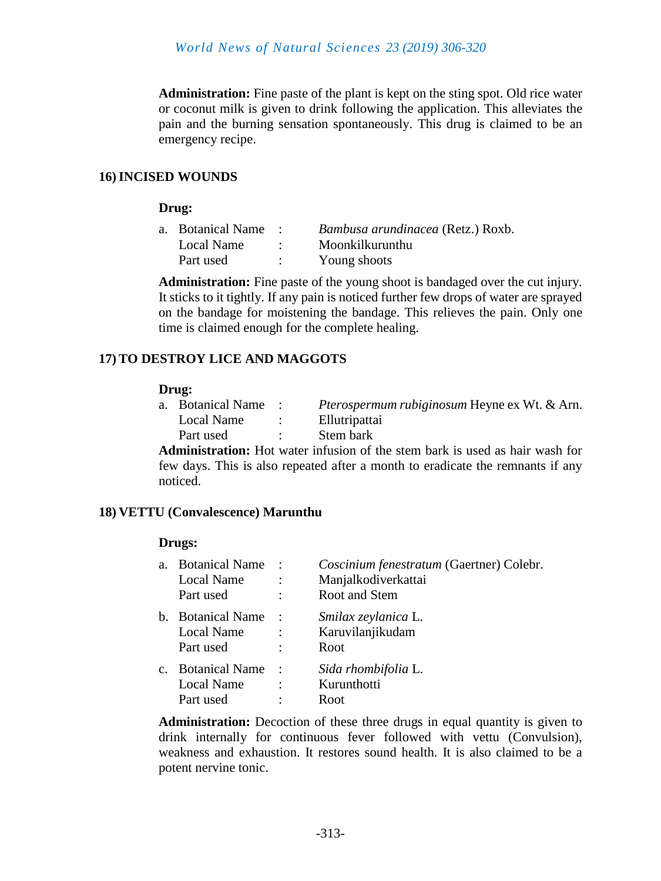**Administration:** Fine paste of the plant is kept on the sting spot. Old rice water or coconut milk is given to drink following the application. This alleviates the pain and the burning sensation spontaneously. This drug is claimed to be an emergency recipe.

### 16) INCISED WOUNDS

**Drug:**

a. Botanical Name : *Bambusa arundinacea* (Retz.) Roxb.
Local Name : Moonkilkurunthu
Part used : Young shoots

**Administration:** Fine paste of the young shoot is bandaged over the cut injury. It sticks to it tightly. If any pain is noticed further few drops of water are sprayed on the bandage for moistening the bandage. This relieves the pain. Only one time is claimed enough for the complete healing.

### 17) TO DESTROY LICE AND MAGGOTS

**Drug:**

a. Botanical Name : *Pterospermum rubiginosum* Heyne ex Wt. & Arn.
Local Name : Ellutripattai
Part used : Stem bark

**Administration:** Hot water infusion of the stem bark is used as hair wash for few days. This is also repeated after a month to eradicate the remnants if any noticed.

### 18) VETTU (Convalescence) Marunthu

**Drugs:**

a. Botanical Name : *Coscinium fenestratum* (Gaertner) Colebr.
Local Name : Manjalkodiverkattai
Part used : Root and Stem

b. Botanical Name : *Smilax zeylanica* L.
Local Name : Karuvilanjikudam
Part used : Root

c. Botanical Name : *Sida rhombifolia* L.
Local Name : Kurunthotti
Part used : Root

**Administration:** Decoction of these three drugs in equal quantity is given to drink internally for continuous fever followed with vettu (Convulsion), weakness and exhaustion. It restores sound health. It is also claimed to be a potent nervine tonic.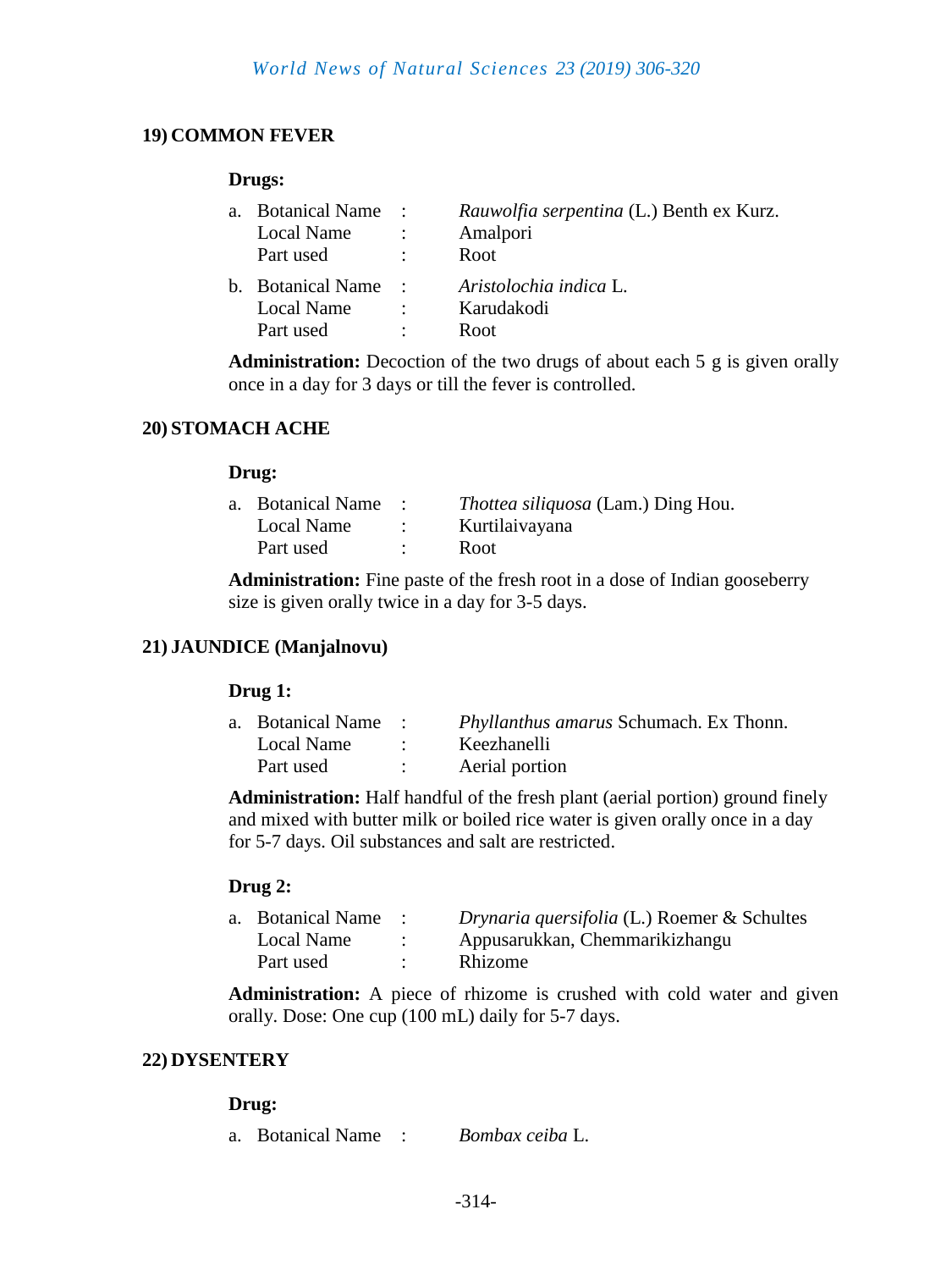### 19) COMMON FEVER

**Drugs:**

a. Botanical Name : *Rauwolfia serpentina* (L.) Benth ex Kurz.
   Local Name : Amalpori
   Part used : Root

b. Botanical Name : *Aristolochia indica* L.
   Local Name : Karudakodi
   Part used : Root

**Administration:** Decoction of the two drugs of about each 5 g is given orally once in a day for 3 days or till the fever is controlled.

### 20) STOMACH ACHE

**Drug:**

a. Botanical Name : *Thottea siliquosa* (Lam.) Ding Hou.
   Local Name : Kurtilaivayana
   Part used : Root

**Administration:** Fine paste of the fresh root in a dose of Indian gooseberry size is given orally twice in a day for 3-5 days.

### 21) JAUNDICE (Manjalnovu)

**Drug 1:**

a. Botanical Name : *Phyllanthus amarus* Schumach. Ex Thonn.
   Local Name : Keezhanelli
   Part used : Aerial portion

**Administration:** Half handful of the fresh plant (aerial portion) ground finely and mixed with butter milk or boiled rice water is given orally once in a day for 5-7 days. Oil substances and salt are restricted.

**Drug 2:**

a. Botanical Name : *Drynaria quersifolia* (L.) Roemer & Schultes
   Local Name : Appusarukkan, Chemmarikizhangu
   Part used : Rhizome

**Administration:** A piece of rhizome is crushed with cold water and given orally. Dose: One cup (100 mL) daily for 5-7 days.

### 22) DYSENTERY

**Drug:**

a. Botanical Name : *Bombax ceiba* L.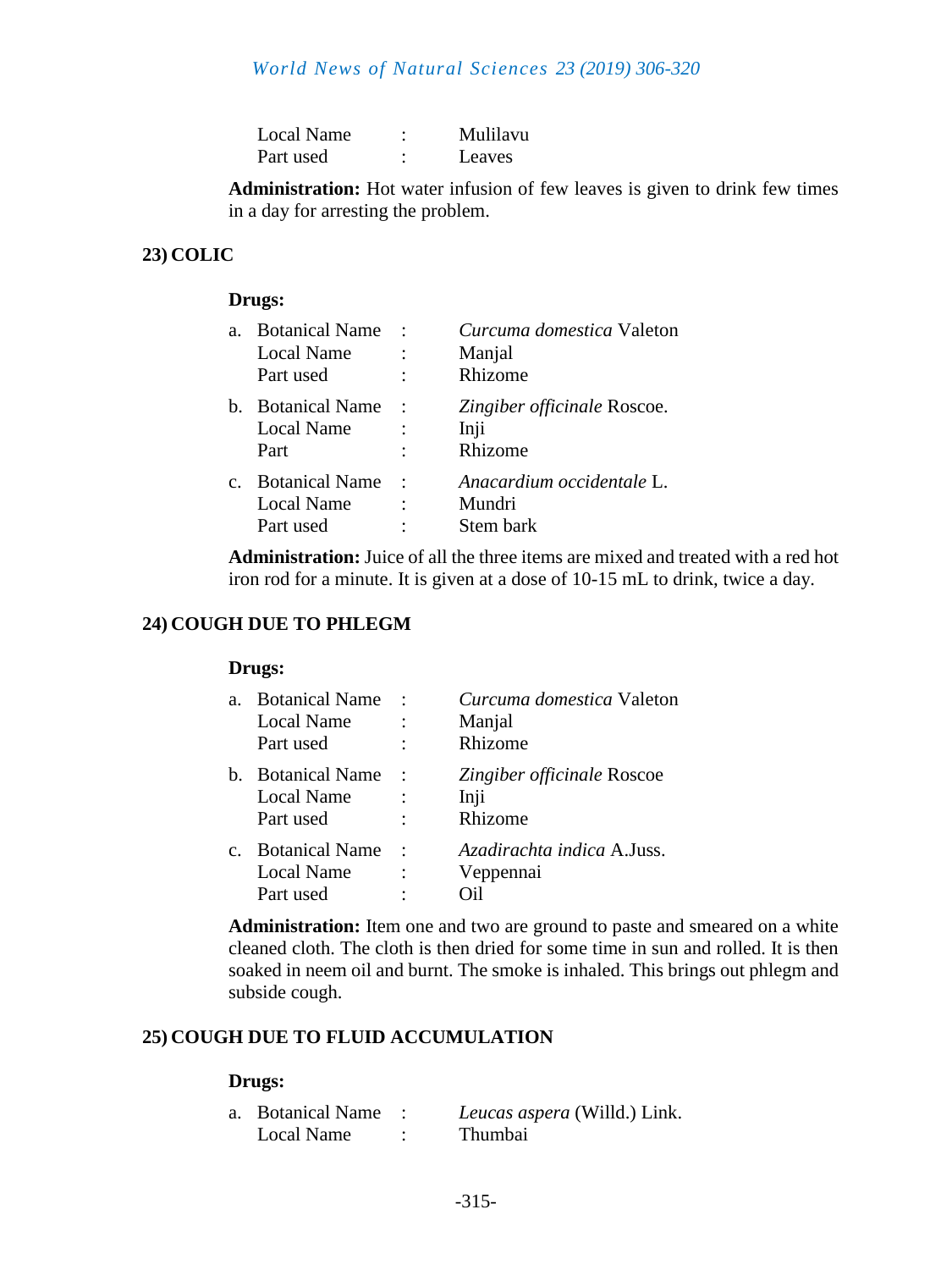| | | |
|---|---|---|
| Local Name | : | Mulilavu |
| Part used | : | Leaves |

**Administration:** Hot water infusion of few leaves is given to drink few times in a day for arresting the problem.

### 23) COLIC

**Drugs:**

| | | | |
|---|---|---|---|
| a. | Botanical Name | : | *Curcuma domestica* Valeton |
| | Local Name | : | Manjal |
| | Part used | : | Rhizome |
| b. | Botanical Name | : | *Zingiber officinale* Roscoe. |
| | Local Name | : | Inji |
| | Part | : | Rhizome |
| c. | Botanical Name | : | *Anacardium occidentale* L. |
| | Local Name | : | Mundri |
| | Part used | : | Stem bark |

**Administration:** Juice of all the three items are mixed and treated with a red hot iron rod for a minute. It is given at a dose of 10-15 mL to drink, twice a day.

### 24) COUGH DUE TO PHLEGM

**Drugs:**

| | | | |
|---|---|---|---|
| a. | Botanical Name | : | *Curcuma domestica* Valeton |
| | Local Name | : | Manjal |
| | Part used | : | Rhizome |
| b. | Botanical Name | : | *Zingiber officinale* Roscoe |
| | Local Name | : | Inji |
| | Part used | : | Rhizome |
| c. | Botanical Name | : | *Azadirachta indica* A.Juss. |
| | Local Name | : | Veppennai |
| | Part used | : | Oil |

**Administration:** Item one and two are ground to paste and smeared on a white cleaned cloth. The cloth is then dried for some time in sun and rolled. It is then soaked in neem oil and burnt. The smoke is inhaled. This brings out phlegm and subside cough.

### 25) COUGH DUE TO FLUID ACCUMULATION

**Drugs:**

| | | | |
|---|---|---|---|
| a. | Botanical Name | : | *Leucas aspera* (Willd.) Link. |
| | Local Name | : | Thumbai |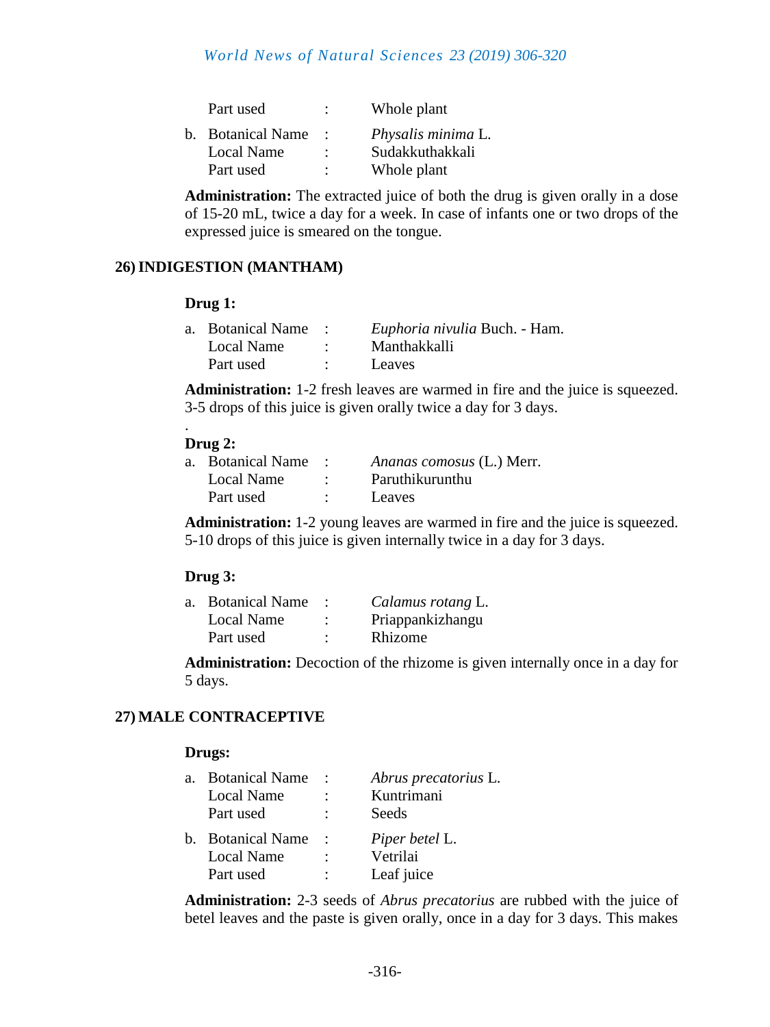Part used : Whole plant

b. Botanical Name : *Physalis minima* L.
Local Name : Sudakkuthakkali
Part used : Whole plant

**Administration:** The extracted juice of both the drug is given orally in a dose of 15-20 mL, twice a day for a week. In case of infants one or two drops of the expressed juice is smeared on the tongue.

## 26) INDIGESTION (MANTHAM)

**Drug 1:**

a. Botanical Name : *Euphoria nivulia* Buch. - Ham.
Local Name : Manthakkalli
Part used : Leaves

**Administration:** 1-2 fresh leaves are warmed in fire and the juice is squeezed. 3-5 drops of this juice is given orally twice a day for 3 days.

.

**Drug 2:**

a. Botanical Name : *Ananas comosus* (L.) Merr.
Local Name : Paruthikurunthu
Part used : Leaves

**Administration:** 1-2 young leaves are warmed in fire and the juice is squeezed. 5-10 drops of this juice is given internally twice in a day for 3 days.

**Drug 3:**

a. Botanical Name : *Calamus rotang* L.
Local Name : Priappankizhangu
Part used : Rhizome

**Administration:** Decoction of the rhizome is given internally once in a day for 5 days.

## 27) MALE CONTRACEPTIVE

**Drugs:**

a. Botanical Name : *Abrus precatorius* L.
Local Name : Kuntrimani
Part used : Seeds

b. Botanical Name : *Piper betel* L.
Local Name : Vetrilai
Part used : Leaf juice

**Administration:** 2-3 seeds of *Abrus precatorius* are rubbed with the juice of betel leaves and the paste is given orally, once in a day for 3 days. This makes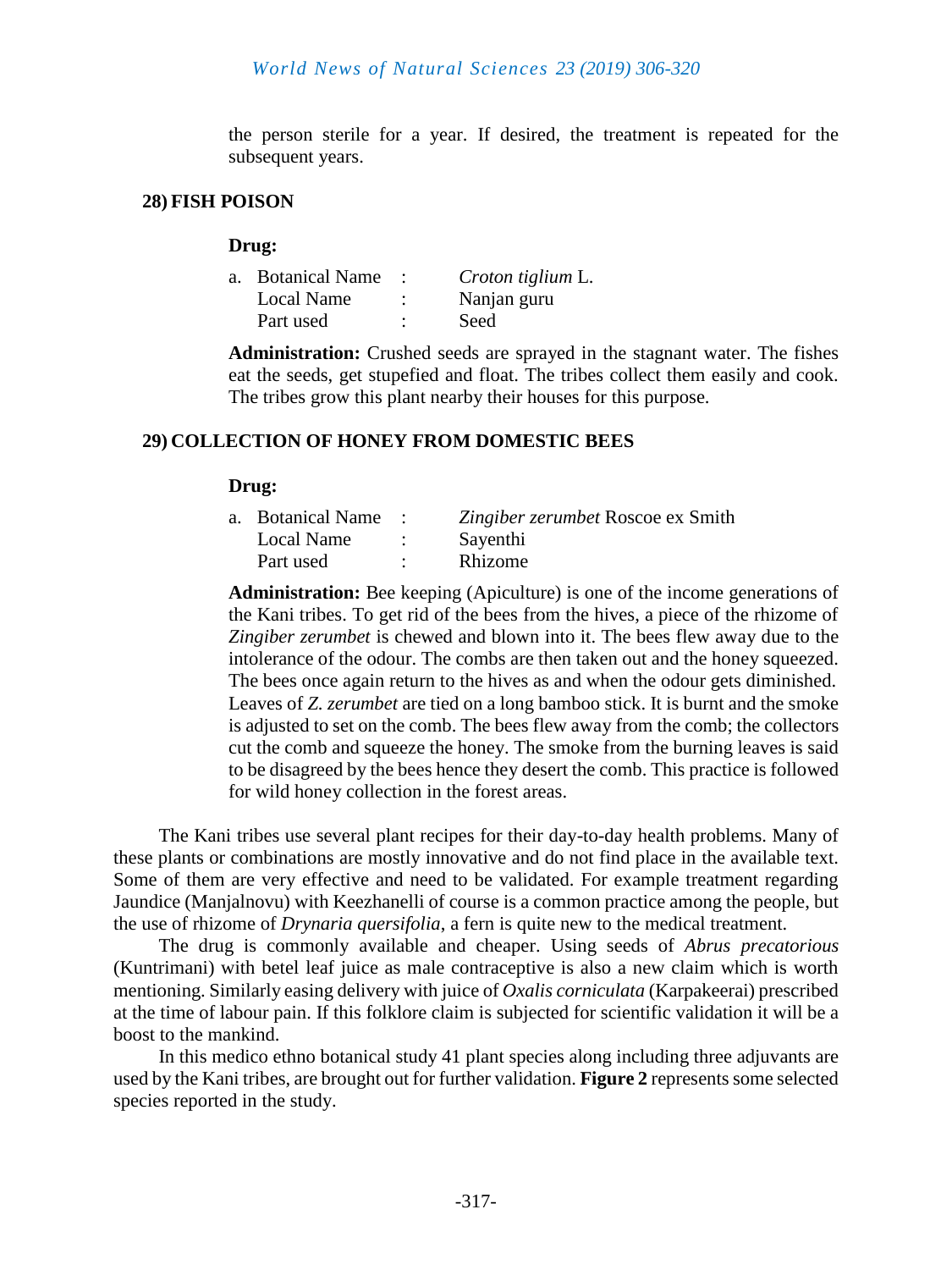the person sterile for a year. If desired, the treatment is repeated for the subsequent years.

### 28) FISH POISON

**Drug:**

a. Botanical Name : *Croton tiglium* L.
   Local Name : Nanjan guru
   Part used : Seed

**Administration:** Crushed seeds are sprayed in the stagnant water. The fishes eat the seeds, get stupefied and float. The tribes collect them easily and cook. The tribes grow this plant nearby their houses for this purpose.

### 29) COLLECTION OF HONEY FROM DOMESTIC BEES

**Drug:**

a. Botanical Name : *Zingiber zerumbet* Roscoe ex Smith
   Local Name : Sayenthi
   Part used : Rhizome

**Administration:** Bee keeping (Apiculture) is one of the income generations of the Kani tribes. To get rid of the bees from the hives, a piece of the rhizome of *Zingiber zerumbet* is chewed and blown into it. The bees flew away due to the intolerance of the odour. The combs are then taken out and the honey squeezed. The bees once again return to the hives as and when the odour gets diminished. Leaves of *Z. zerumbet* are tied on a long bamboo stick. It is burnt and the smoke is adjusted to set on the comb. The bees flew away from the comb; the collectors cut the comb and squeeze the honey. The smoke from the burning leaves is said to be disagreed by the bees hence they desert the comb. This practice is followed for wild honey collection in the forest areas.

The Kani tribes use several plant recipes for their day-to-day health problems. Many of these plants or combinations are mostly innovative and do not find place in the available text. Some of them are very effective and need to be validated. For example treatment regarding Jaundice (Manjalnovu) with Keezhanelli of course is a common practice among the people, but the use of rhizome of *Drynaria quersifolia*, a fern is quite new to the medical treatment.

The drug is commonly available and cheaper. Using seeds of *Abrus precatorious* (Kuntrimani) with betel leaf juice as male contraceptive is also a new claim which is worth mentioning. Similarly easing delivery with juice of *Oxalis corniculata* (Karpakeerai) prescribed at the time of labour pain. If this folklore claim is subjected for scientific validation it will be a boost to the mankind.

In this medico ethno botanical study 41 plant species along including three adjuvants are used by the Kani tribes, are brought out for further validation. **Figure 2** represents some selected species reported in the study.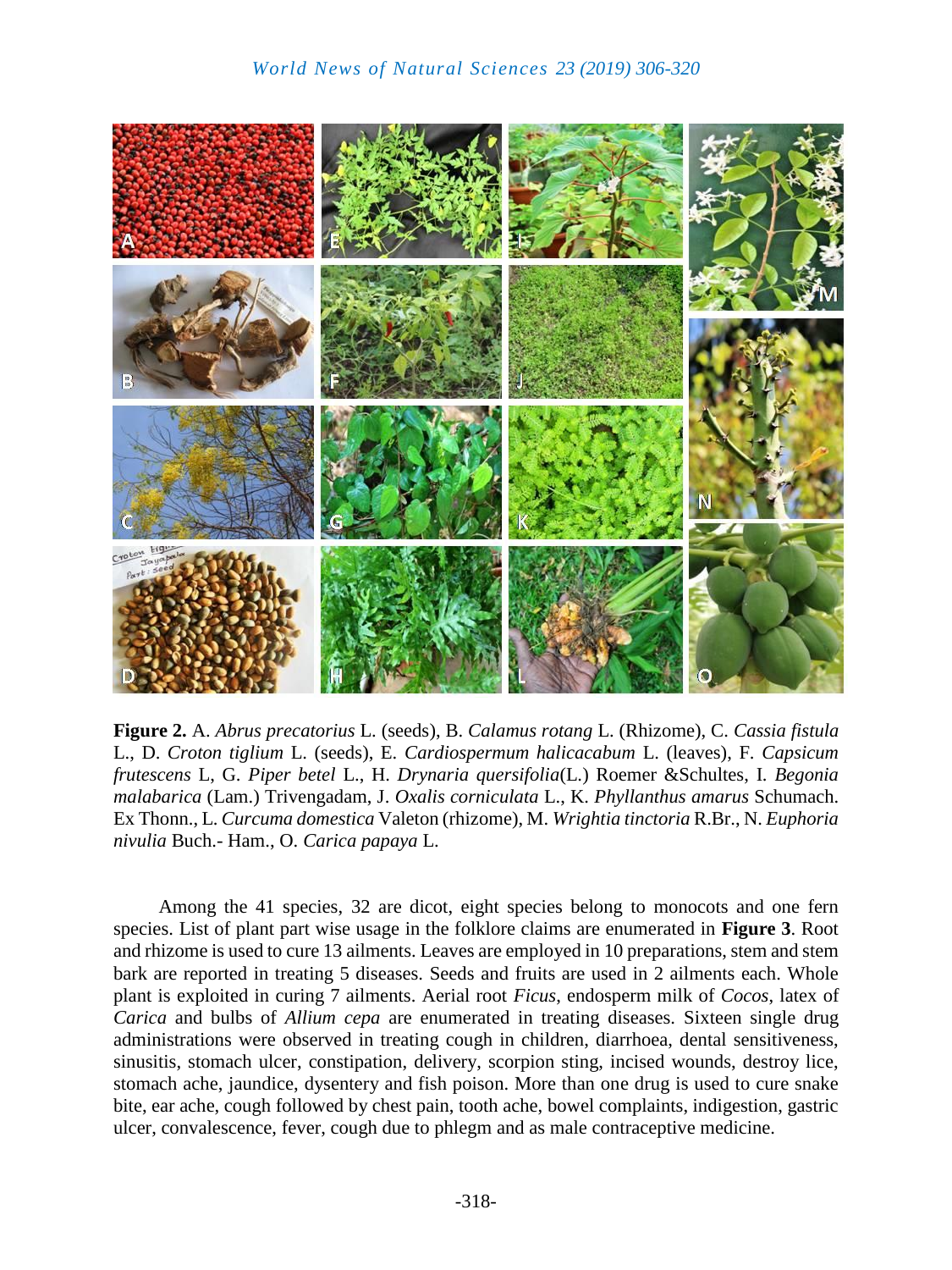**Figure 2.** A. *Abrus precatorius* L. (seeds), B. *Calamus rotang* L. (Rhizome), C. *Cassia fistula* L., D. *Croton tiglium* L. (seeds), E. *Cardiospermum halicacabum* L. (leaves), F. *Capsicum frutescens* L, G. *Piper betel* L., H. *Drynaria quersifolia*(L.) Roemer &Schultes, I. *Begonia malabarica* (Lam.) Trivengadam, J. *Oxalis corniculata* L., K. *Phyllanthus amarus* Schumach. Ex Thonn., L. *Curcuma domestica* Valeton (rhizome), M. *Wrightia tinctoria* R.Br., N. *Euphoria nivulia* Buch.- Ham., O. *Carica papaya* L.

Among the 41 species, 32 are dicot, eight species belong to monocots and one fern species. List of plant part wise usage in the folklore claims are enumerated in **Figure 3**. Root and rhizome is used to cure 13 ailments. Leaves are employed in 10 preparations, stem and stem bark are reported in treating 5 diseases. Seeds and fruits are used in 2 ailments each. Whole plant is exploited in curing 7 ailments. Aerial root *Ficus*, endosperm milk of *Cocos*, latex of *Carica* and bulbs of *Allium cepa* are enumerated in treating diseases. Sixteen single drug administrations were observed in treating cough in children, diarrhoea, dental sensitiveness, sinusitis, stomach ulcer, constipation, delivery, scorpion sting, incised wounds, destroy lice, stomach ache, jaundice, dysentery and fish poison. More than one drug is used to cure snake bite, ear ache, cough followed by chest pain, tooth ache, bowel complaints, indigestion, gastric ulcer, convalescence, fever, cough due to phlegm and as male contraceptive medicine.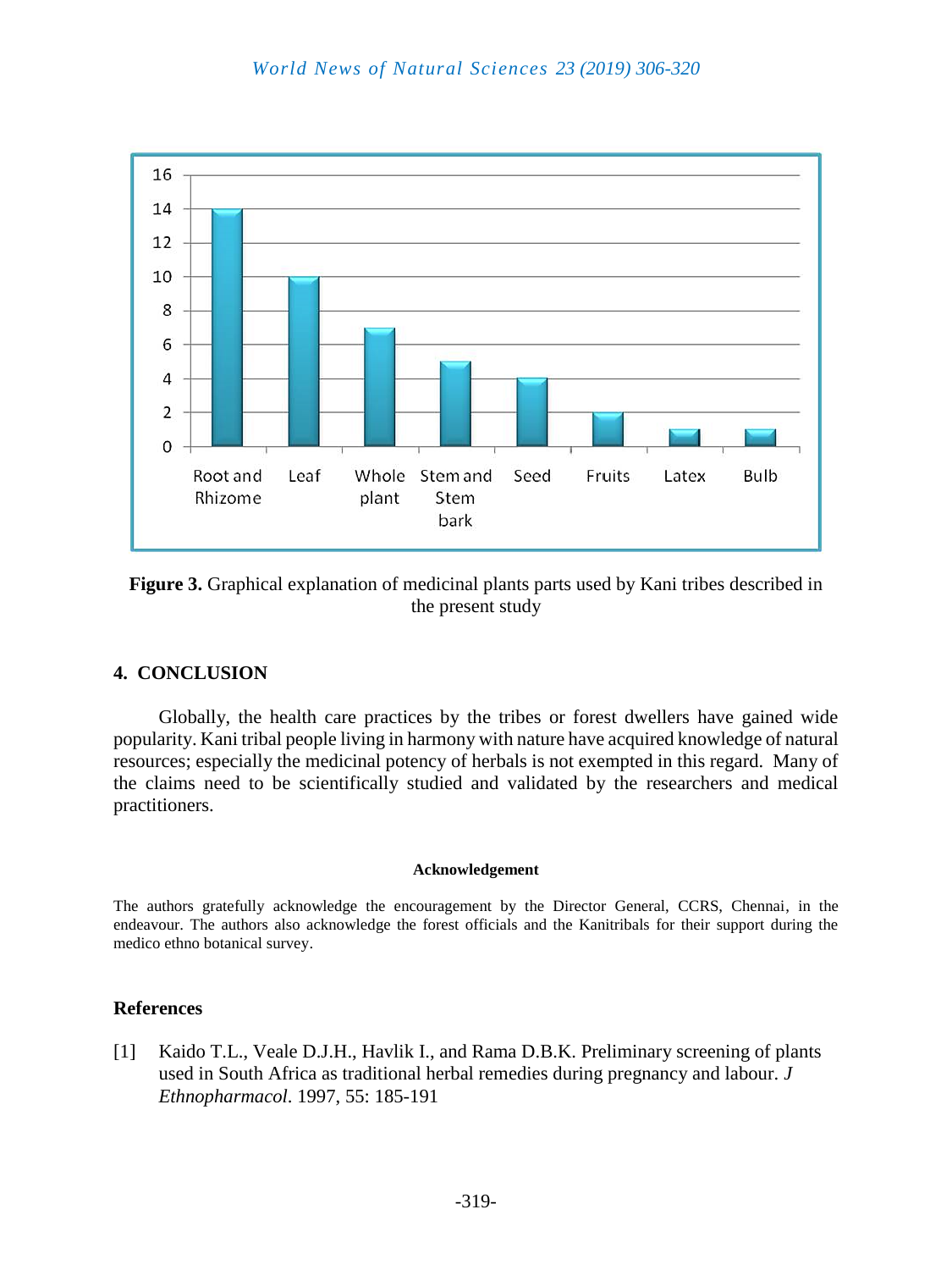Figure 3. Graphical explanation of medicinal plants parts used by Kani tribes described in the present study

## 4. CONCLUSION

Globally, the health care practices by the tribes or forest dwellers have gained wide popularity. Kani tribal people living in harmony with nature have acquired knowledge of natural resources; especially the medicinal potency of herbals is not exempted in this regard. Many of the claims need to be scientifically studied and validated by the researchers and medical practitioners.

### Acknowledgement

The authors gratefully acknowledge the encouragement by the Director General, CCRS, Chennai, in the endeavour. The authors also acknowledge the forest officials and the Kanitribals for their support during the medico ethno botanical survey.

## References

[1] Kaido T.L., Veale D.J.H., Havlik I., and Rama D.B.K. Preliminary screening of plants used in South Africa as traditional herbal remedies during pregnancy and labour. *J Ethnopharmacol.* 1997, 55: 185-191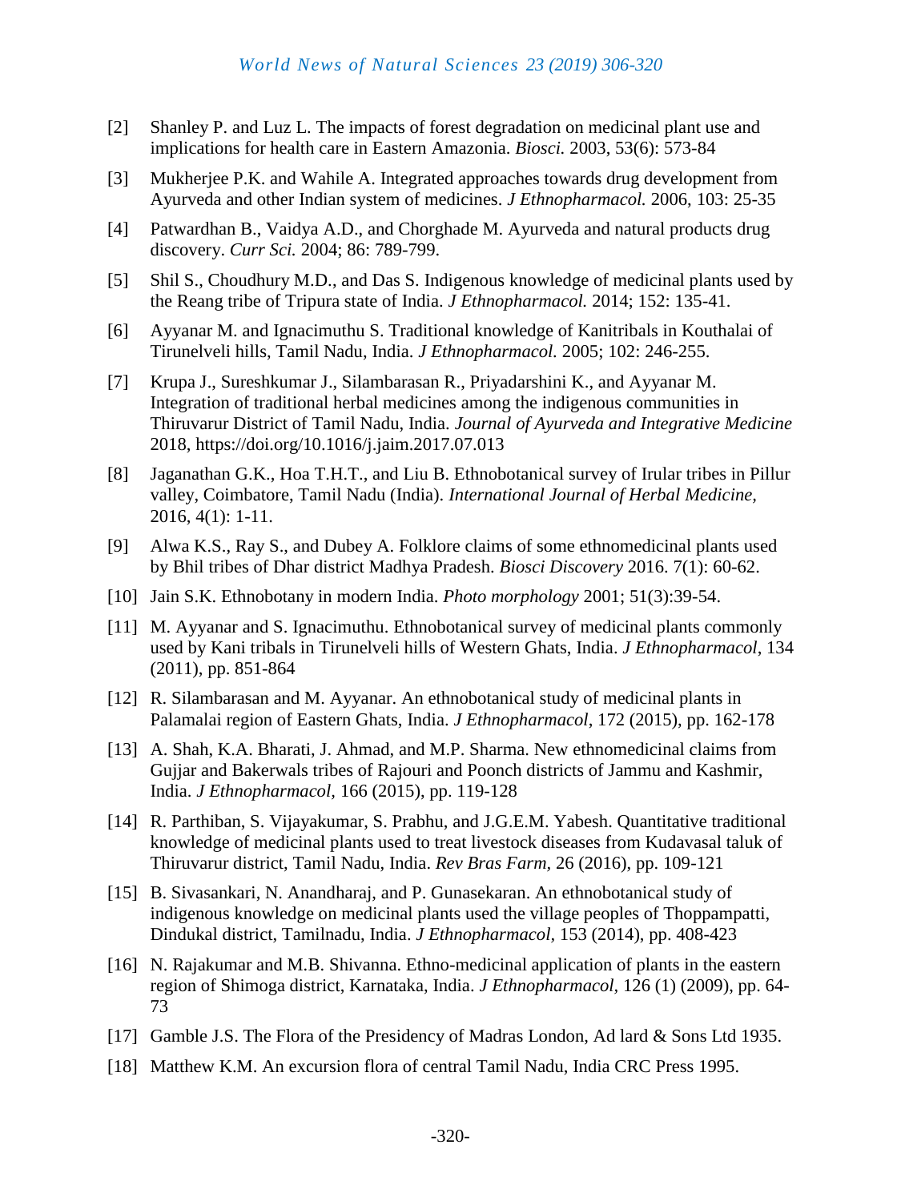[2] Shanley P. and Luz L. The impacts of forest degradation on medicinal plant use and implications for health care in Eastern Amazonia. *Biosci.* 2003, 53(6): 573-84

[3] Mukherjee P.K. and Wahile A. Integrated approaches towards drug development from Ayurveda and other Indian system of medicines. *J Ethnopharmacol.* 2006, 103: 25-35

[4] Patwardhan B., Vaidya A.D., and Chorghade M. Ayurveda and natural products drug discovery. *Curr Sci.* 2004; 86: 789-799.

[5] Shil S., Choudhury M.D., and Das S. Indigenous knowledge of medicinal plants used by the Reang tribe of Tripura state of India. *J Ethnopharmacol.* 2014; 152: 135-41.

[6] Ayyanar M. and Ignacimuthu S. Traditional knowledge of Kanitribals in Kouthalai of Tirunelveli hills, Tamil Nadu, India. *J Ethnopharmacol.* 2005; 102: 246-255.

[7] Krupa J., Sureshkumar J., Silambarasan R., Priyadarshini K., and Ayyanar M. Integration of traditional herbal medicines among the indigenous communities in Thiruvarur District of Tamil Nadu, India. *Journal of Ayurveda and Integrative Medicine* 2018, https://doi.org/10.1016/j.jaim.2017.07.013

[8] Jaganathan G.K., Hoa T.H.T., and Liu B. Ethnobotanical survey of Irular tribes in Pillur valley, Coimbatore, Tamil Nadu (India). *International Journal of Herbal Medicine,* 2016, 4(1): 1-11.

[9] Alwa K.S., Ray S., and Dubey A. Folklore claims of some ethnomedicinal plants used by Bhil tribes of Dhar district Madhya Pradesh. *Biosci Discovery* 2016. 7(1): 60-62.

[10] Jain S.K. Ethnobotany in modern India. *Photo morphology* 2001; 51(3):39-54.

[11] M. Ayyanar and S. Ignacimuthu. Ethnobotanical survey of medicinal plants commonly used by Kani tribals in Tirunelveli hills of Western Ghats, India. *J Ethnopharmacol*, 134 (2011), pp. 851-864

[12] R. Silambarasan and M. Ayyanar. An ethnobotanical study of medicinal plants in Palamalai region of Eastern Ghats, India. *J Ethnopharmacol*, 172 (2015), pp. 162-178

[13] A. Shah, K.A. Bharati, J. Ahmad, and M.P. Sharma. New ethnomedicinal claims from Gujjar and Bakerwals tribes of Rajouri and Poonch districts of Jammu and Kashmir, India. *J Ethnopharmacol*, 166 (2015), pp. 119-128

[14] R. Parthiban, S. Vijayakumar, S. Prabhu, and J.G.E.M. Yabesh. Quantitative traditional knowledge of medicinal plants used to treat livestock diseases from Kudavasal taluk of Thiruvarur district, Tamil Nadu, India. *Rev Bras Farm*, 26 (2016), pp. 109-121

[15] B. Sivasankari, N. Anandharaj, and P. Gunasekaran. An ethnobotanical study of indigenous knowledge on medicinal plants used the village peoples of Thoppampatti, Dindukal district, Tamilnadu, India. *J Ethnopharmacol*, 153 (2014), pp. 408-423

[16] N. Rajakumar and M.B. Shivanna. Ethno-medicinal application of plants in the eastern region of Shimoga district, Karnataka, India. *J Ethnopharmacol*, 126 (1) (2009), pp. 64-73

[17] Gamble J.S. The Flora of the Presidency of Madras London, Ad lard & Sons Ltd 1935.

[18] Matthew K.M. An excursion flora of central Tamil Nadu, India CRC Press 1995.